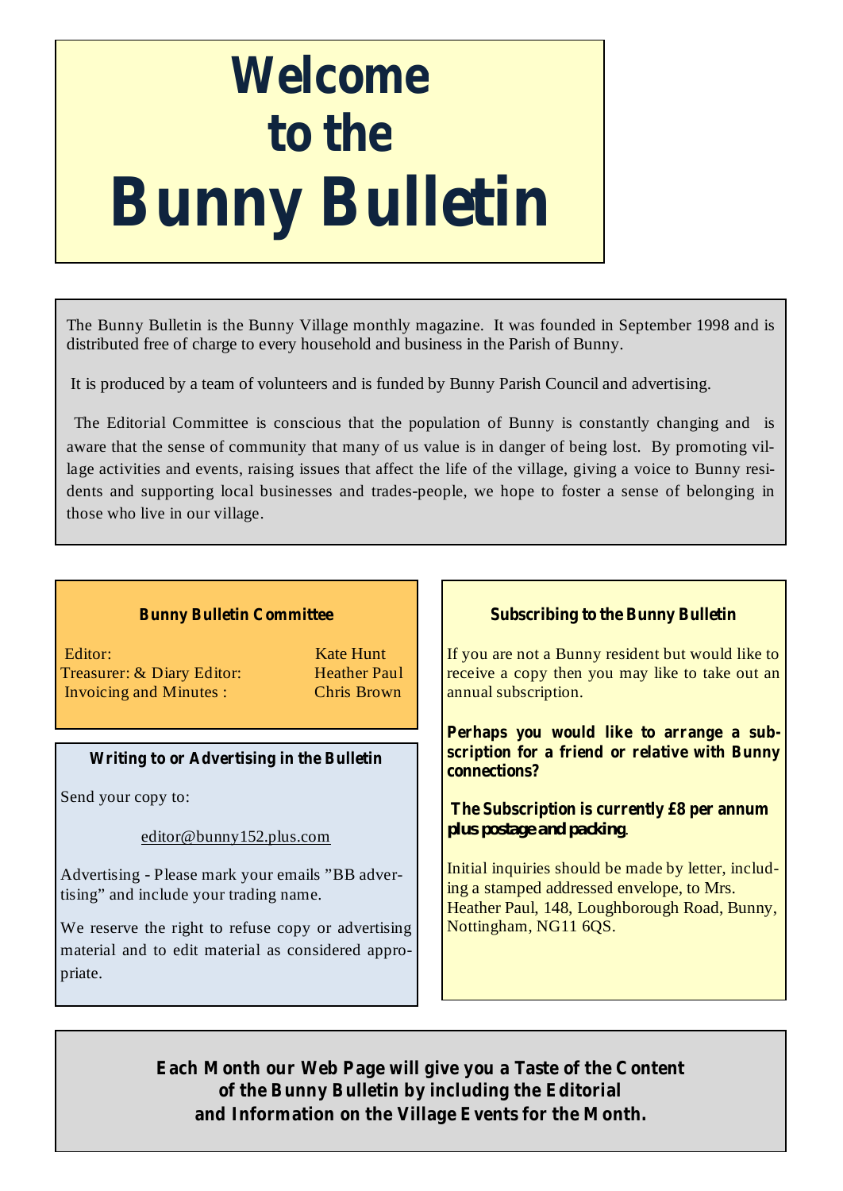# Welcome to the Bunny Bulletin

The Bunny Bulletin is the Bunny Village monthly magazine. It was founded in September 1998 and is distributed free of charge to every household and business in the Parish of Bunny.

It is produced by a team of volunteers and is funded by Bunny Parish Council and advertising.

The Editorial Committee is conscious that the population of Bunny is constantly changing and is aware that the sense of community that many of us value is in danger of being lost. By promoting village activities and events, raising issues that affect the life of the village, giving a voice to Bunny residents and supporting local businesses and trades-people, we hope to foster a sense of belonging in those who live in our village.

### Bunny Bulletin Committee

| | |
|---|---|
| Editor: | Kate Hunt |
| Treasurer: & Diary Editor: | Heather Paul |
| Invoicing and Minutes : | Chris Brown |

### Writing to or Advertising in the Bulletin

Send your copy to:

editor@bunny152.plus.com

Advertising - Please mark your emails "BB advertising" and include your trading name.

We reserve the right to refuse copy or advertising material and to edit material as considered appropriate.

### Subscribing to the Bunny Bulletin

If you are not a Bunny resident but would like to receive a copy then you may like to take out an annual subscription.

**Perhaps you would like to arrange a subscription for a friend or relative with Bunny connections?**

**The Subscription is currently £8 per annum plus postage and packing**.

Initial inquiries should be made by letter, including a stamped addressed envelope, to Mrs. Heather Paul, 148, Loughborough Road, Bunny, Nottingham, NG11 6QS.

**Each Month our Web Page will give you a Taste of the Content of the Bunny Bulletin by including the Editorial and Information on the Village Events for the Month.**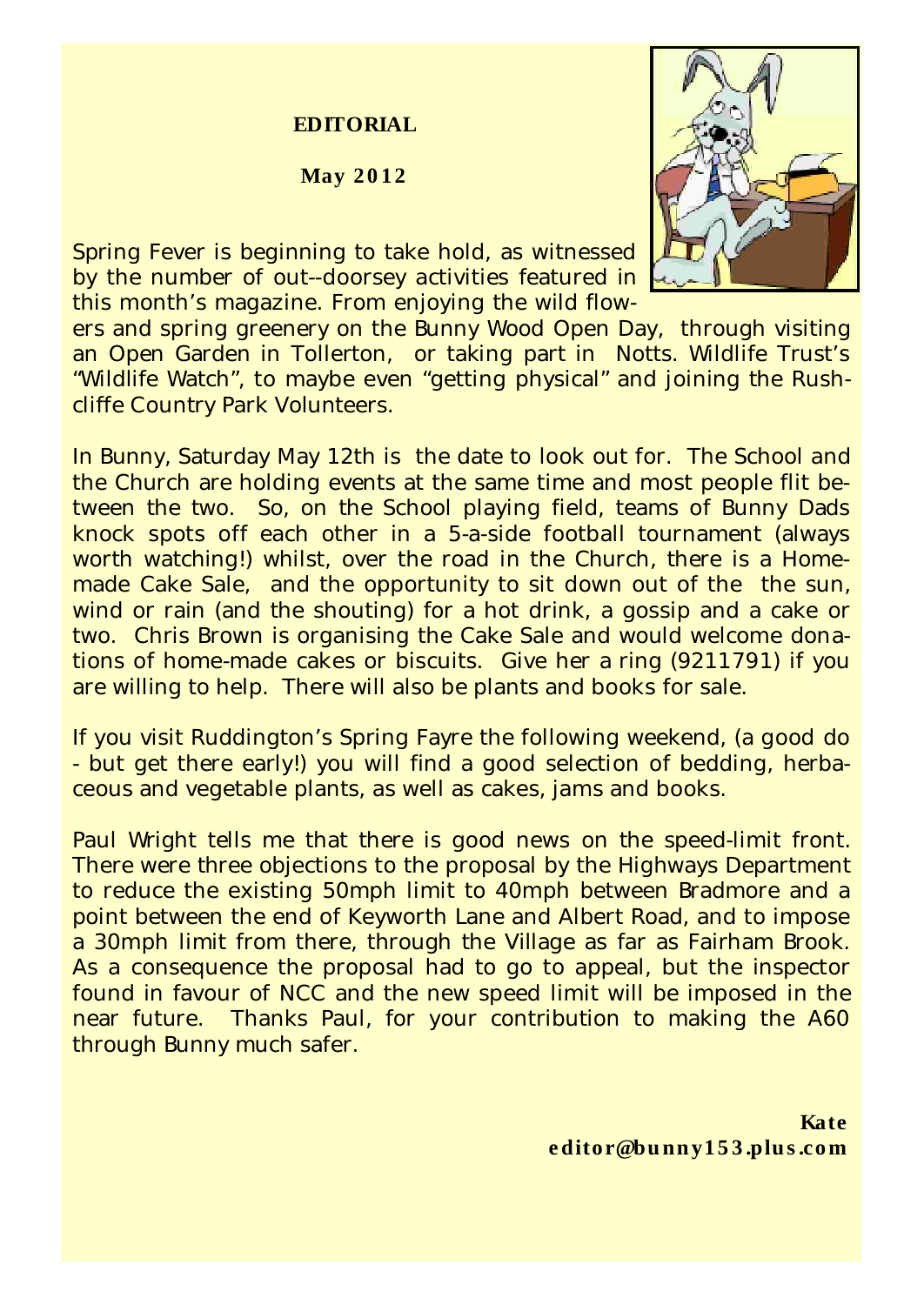**EDITORIAL**

**May 2012**

Spring Fever is beginning to take hold, as witnessed by the number of out--doorsey activities featured in this month's magazine. From enjoying the wild flowers and spring greenery on the Bunny Wood Open Day, through visiting an Open Garden in Tollerton, or taking part in Notts. Wildlife Trust's "Wildlife Watch", to maybe even "getting physical" and joining the Rushcliffe Country Park Volunteers.

In Bunny, Saturday May 12th is the date to look out for. The School and the Church are holding events at the same time and most people flit between the two. So, on the School playing field, teams of Bunny Dads knock spots off each other in a 5-a-side football tournament (always worth watching!) whilst, over the road in the Church, there is a Home-made Cake Sale, and the opportunity to sit down out of the the sun, wind or rain (and the shouting) for a hot drink, a gossip and a cake or two. Chris Brown is organising the Cake Sale and would welcome donations of home-made cakes or biscuits. Give her a ring (9211791) if you are willing to help. There will also be plants and books for sale.

If you visit Ruddington's Spring Fayre the following weekend, (a good do - but get there early!) you will find a good selection of bedding, herbaceous and vegetable plants, as well as cakes, jams and books.

Paul Wright tells me that there is good news on the speed-limit front. There were three objections to the proposal by the Highways Department to reduce the existing 50mph limit to 40mph between Bradmore and a point between the end of Keyworth Lane and Albert Road, and to impose a 30mph limit from there, through the Village as far as Fairham Brook. As a consequence the proposal had to go to appeal, but the inspector found in favour of NCC and the new speed limit will be imposed in the near future. Thanks Paul, for your contribution to making the A60 through Bunny much safer.

**Kate**
**editor@bunny153.plus.com**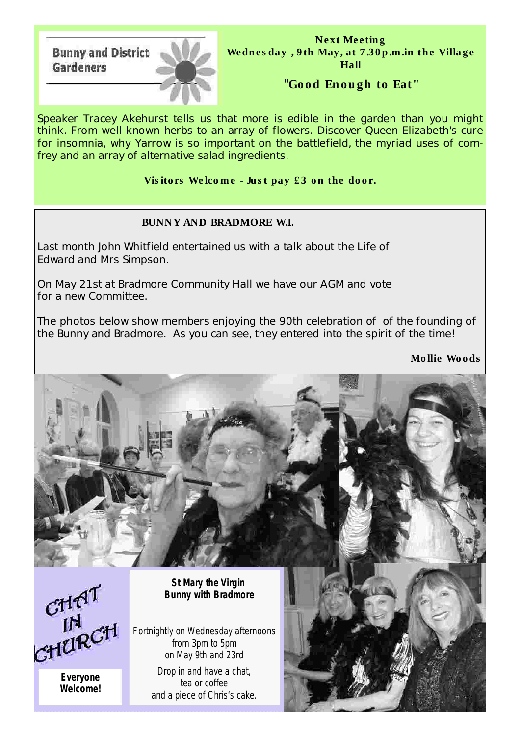**Bunny and District Gardeners**

**Next Meeting**
**Wednesday , 9th May, at 7.30p.m.in the Village Hall**

## "Good Enough to Eat"

Speaker Tracey Akehurst tells us that more is edible in the garden than you might think. From well known herbs to an array of flowers. Discover Queen Elizabeth's cure for insomnia, why Yarrow is so important on the battlefield, the myriad uses of comfrey and an array of alternative salad ingredients.

**Visitors Welcome - Just pay £3 on the door.**

## BUNNY AND BRADMORE W.I.

Last month John Whitfield entertained us with a talk about the Life of Edward and Mrs Simpson.

On May 21st at Bradmore Community Hall we have our AGM and vote for a new Committee.

The photos below show members enjoying the 90th celebration of of the founding of the Bunny and Bradmore. As you can see, they entered into the spirit of the time!

**Mollie Woods**

## CHAT IN CHURCH

**Everyone Welcome!**

**St Mary the Virgin**
**Bunny with Bradmore**

Fortnightly on Wednesday afternoons from 3pm to 5pm on May 9th and 23rd

Drop in and have a chat, tea or coffee and a piece of Chris's cake.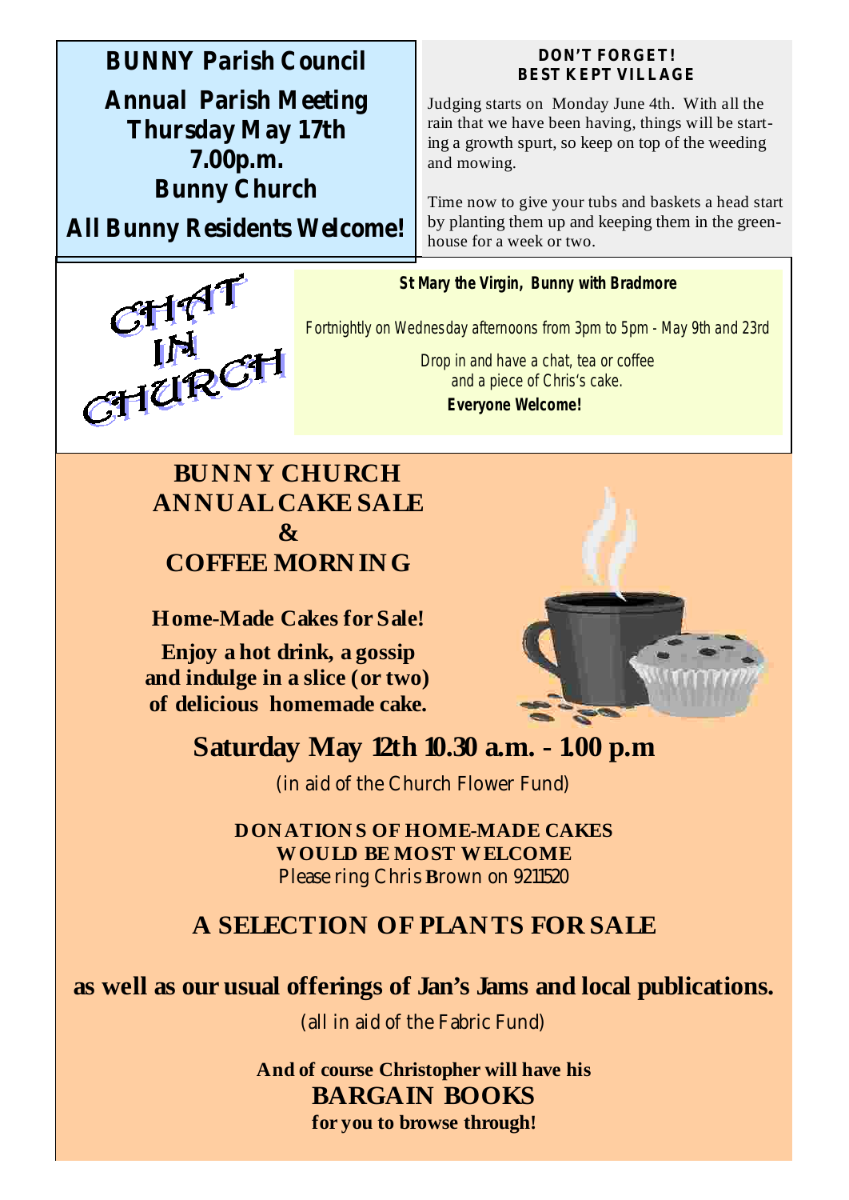## BUNNY Parish Council

**Annual Parish Meeting**
**Thursday May 17th**
**7.00p.m.**
**Bunny Church**

**All Bunny Residents Welcome!**

**DON'T FORGET!**
**BEST KEPT VILLAGE**

Judging starts on Monday June 4th. With all the rain that we have been having, things will be starting a growth spurt, so keep on top of the weeding and mowing.

Time now to give your tubs and baskets a head start by planting them up and keeping them in the greenhouse for a week or two.

## CHAT IN CHURCH

**St Mary the Virgin, Bunny with Bradmore**

Fortnightly on Wednesday afternoons from 3pm to 5pm - May 9th and 23rd

Drop in and have a chat, tea or coffee and a piece of Chris's cake.

**Everyone Welcome!**

## BUNNY CHURCH ANNUAL CAKE SALE & COFFEE MORNING

**Home-Made Cakes for Sale!**

**Enjoy a hot drink, a gossip and indulge in a slice (or two) of delicious homemade cake.**

## Saturday May 12th 10.30 a.m. - 1.00 p.m

(in aid of the Church Flower Fund)

**DONATIONS OF HOME-MADE CAKES WOULD BE MOST WELCOME**
Please ring Chris Brown on 9211520

### A SELECTION OF PLANTS FOR SALE

**as well as our usual offerings of Jan's Jams and local publications.**

(all in aid of the Fabric Fund)

**And of course Christopher will have his**
**BARGAIN BOOKS**
**for you to browse through!**